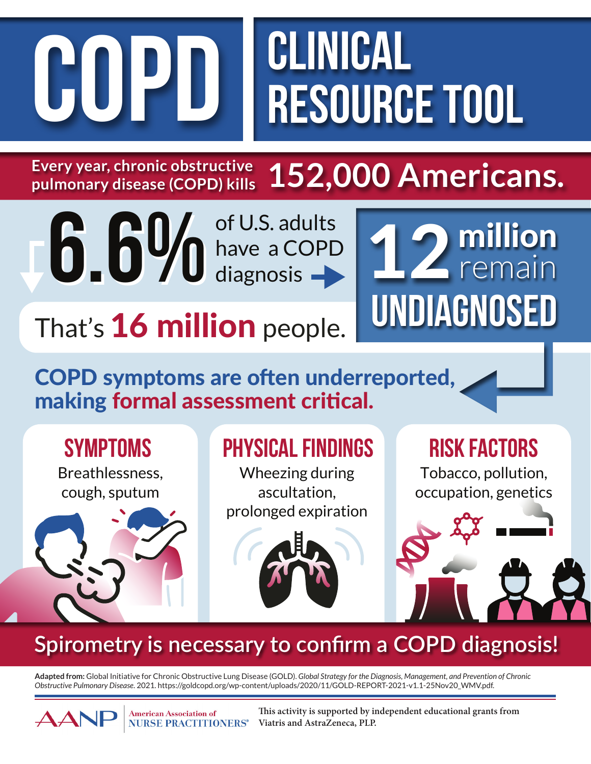# COPD CLINICAL RESOURCE TOOL

**Every year, chronic obstructive pulmonary disease (COPD) kills 152,000 Americans.**

**6.6%** of U.S. adults have a COPD diagnosis

That's **16 million** people.

**12 million** remain **UNDIAGNOSED**

**COPD symptoms are often underreported, making formal assessment critical.**

## SYMPTOMS

Breathlessness, cough, sputum

## PHYSICAL FINDINGS

Wheezing during ascultation, prolonged expiration

## RISK FACTORS

Tobacco, pollution, occupation, genetics

**Spirometry is necessary to confirm a COPD diagnosis!**

**Adapted from:** Global Initiative for Chronic Obstructive Lung Disease (GOLD). *Global Strategy for the Diagnosis, Management, and Prevention of Chronic Obstructive Pulmonary Disease.* 2021. https://goldcopd.org/wp-content/uploads/2020/11/GOLD-REPORT-2021-v1.1-25Nov20_WMV.pdf.

AANP American Association of NURSE PRACTITIONERS®

This activity is supported by independent educational grants from Viatris and AstraZeneca, PLP.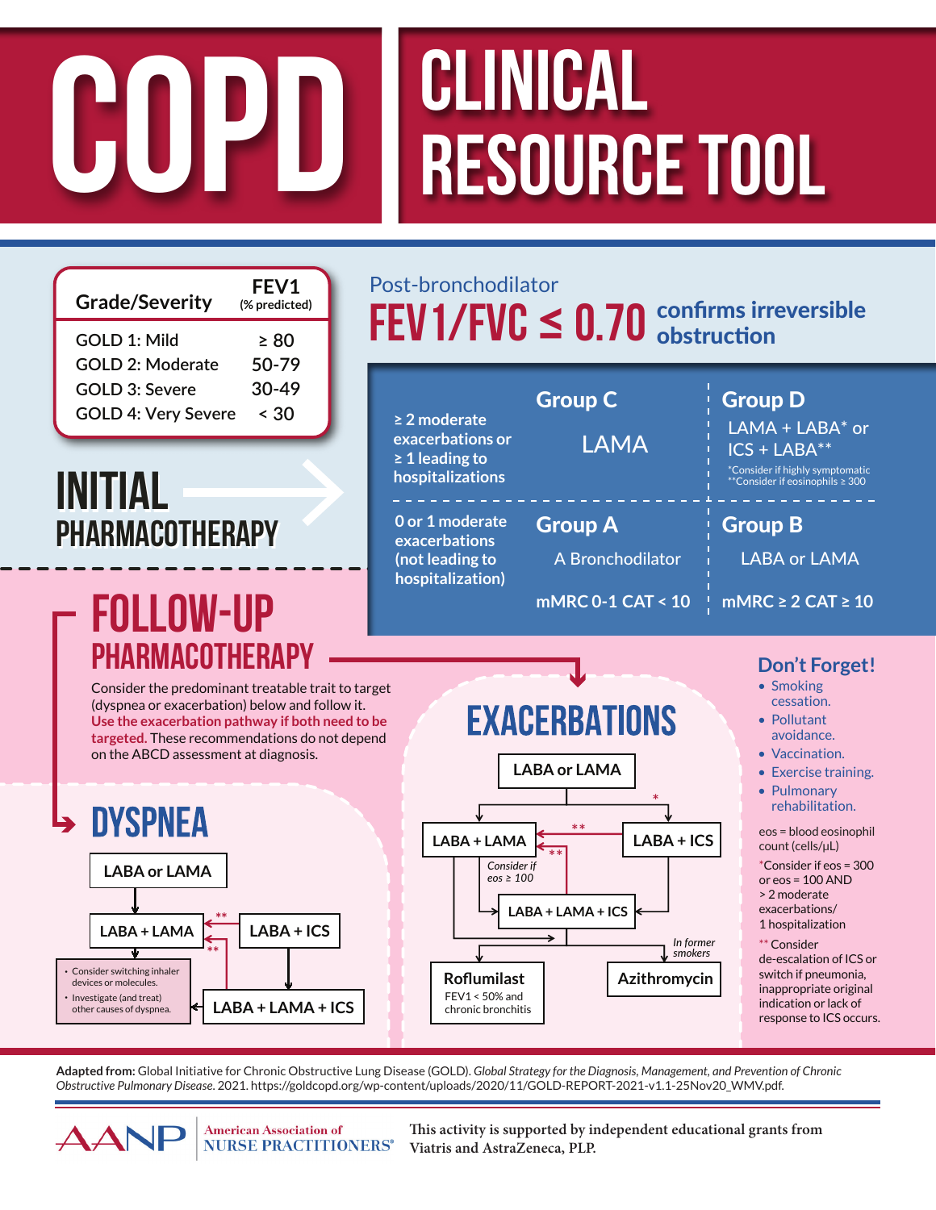# COPD CLINICAL RESOURCE TOOL

| Grade/Severity | FEV1 (% predicted) |
|---|---|
| GOLD 1: Mild | ≥ 80 |
| GOLD 2: Moderate | 50-79 |
| GOLD 3: Severe | 30-49 |
| GOLD 4: Very Severe | < 30 |

Post-bronchodilator

**FEV1/FVC ≤ 0.70 confirms irreversible obstruction**

## INITIAL PHARMACOTHERAPY

| | | |
|---|---|---|
| ≥ 2 moderate exacerbations or ≥ 1 leading to hospitalizations | **Group C** LAMA | **Group D** LAMA + LABA* or ICS + LABA** |
| 0 or 1 moderate exacerbations (not leading to hospitalization) | **Group A** A Bronchodilator | **Group B** LABA or LAMA |
| | mMRC 0-1 CAT < 10 | mMRC ≥ 2 CAT ≥ 10 |

*Consider if highly symptomatic
**Consider if eosinophils ≥ 300

## FOLLOW-UP PHARMACOTHERAPY

Consider the predominant treatable trait to target (dyspnea or exacerbation) below and follow it. **Use the exacerbation pathway if both need to be targeted.** These recommendations do not depend on the ABCD assessment at diagnosis.

### DYSPNEA

LABA or LAMA

LABA + LAMA

LABA + ICS

LABA + LAMA + ICS

** 

- Consider switching inhaler devices or molecules.
- Investigate (and treat) other causes of dyspnea.

### EXACERBATIONS

LABA or LAMA

LABA + LAMA

LABA + ICS

*

**

LABA + LAMA + ICS

Consider if eos ≥ 100

In former smokers

Roflumilast
FEV1 < 50% and chronic bronchitis

Azithromycin

### Don't Forget!

- Smoking cessation.
- Pollutant avoidance.
- Vaccination.
- Exercise training.
- Pulmonary rehabilitation.

eos = blood eosinophil count (cells/μL)

*Consider if eos = 300 or eos = 100 AND > 2 moderate exacerbations/ 1 hospitalization

** Consider de-escalation of ICS or switch if pneumonia, inappropriate original indication or lack of response to ICS occurs.

**Adapted from:** Global Initiative for Chronic Obstructive Lung Disease (GOLD). *Global Strategy for the Diagnosis, Management, and Prevention of Chronic Obstructive Pulmonary Disease.* 2021. https://goldcopd.org/wp-content/uploads/2020/11/GOLD-REPORT-2021-v1.1-25Nov20_WMV.pdf.

AANP American Association of NURSE PRACTITIONERS®

This activity is supported by independent educational grants from Viatris and AstraZeneca, PLP.